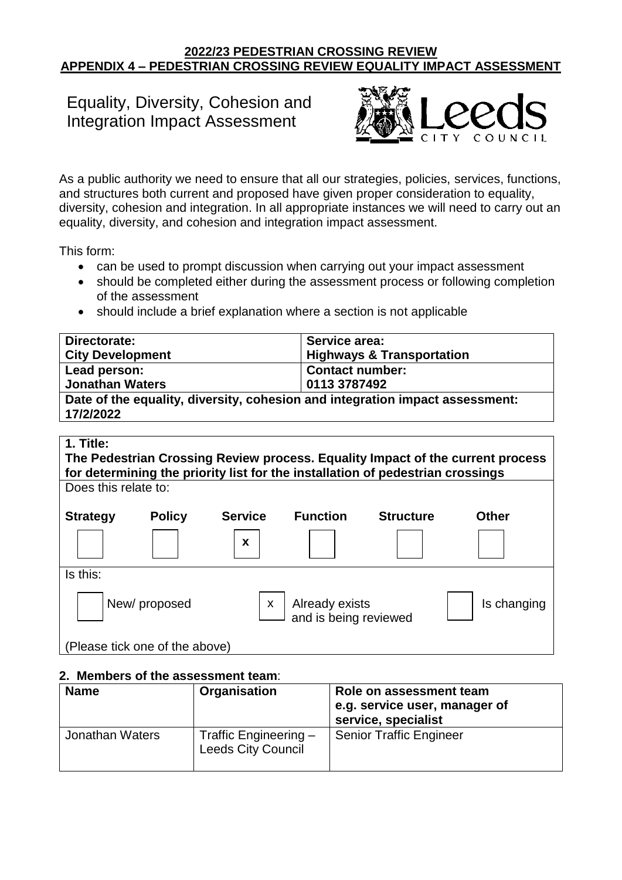**2022/23 PEDESTRIAN CROSSING REVIEW**
**APPENDIX 4 – PEDESTRIAN CROSSING REVIEW EQUALITY IMPACT ASSESSMENT**

# Equality, Diversity, Cohesion and Integration Impact Assessment

As a public authority we need to ensure that all our strategies, policies, services, functions, and structures both current and proposed have given proper consideration to equality, diversity, cohesion and integration. In all appropriate instances we will need to carry out an equality, diversity, and cohesion and integration impact assessment.

This form:

- can be used to prompt discussion when carrying out your impact assessment
- should be completed either during the assessment process or following completion of the assessment
- should include a brief explanation where a section is not applicable

| **Directorate:** **City Development** | **Service area:** **Highways & Transportation** |
|---|---|
| **Lead person:** **Jonathan Waters** | **Contact number:** **0113 3787492** |
| **Date of the equality, diversity, cohesion and integration impact assessment:** **17/2/2022** | |

**1. Title:**
**The Pedestrian Crossing Review process. Equality Impact of the current process for determining the priority list for the installation of pedestrian crossings**

Does this relate to:

| Strategy | Policy | Service | Function | Structure | Other |
|---|---|---|---|---|---|
| | | x | | | |

Is this:

| New/ proposed | Already exists and is being reviewed | Is changing |
|---|---|---|
| | x | |

(Please tick one of the above)

**2. Members of the assessment team**:

| Name | Organisation | Role on assessment team e.g. service user, manager of service, specialist |
|---|---|---|
| Jonathan Waters | Traffic Engineering – Leeds City Council | Senior Traffic Engineer |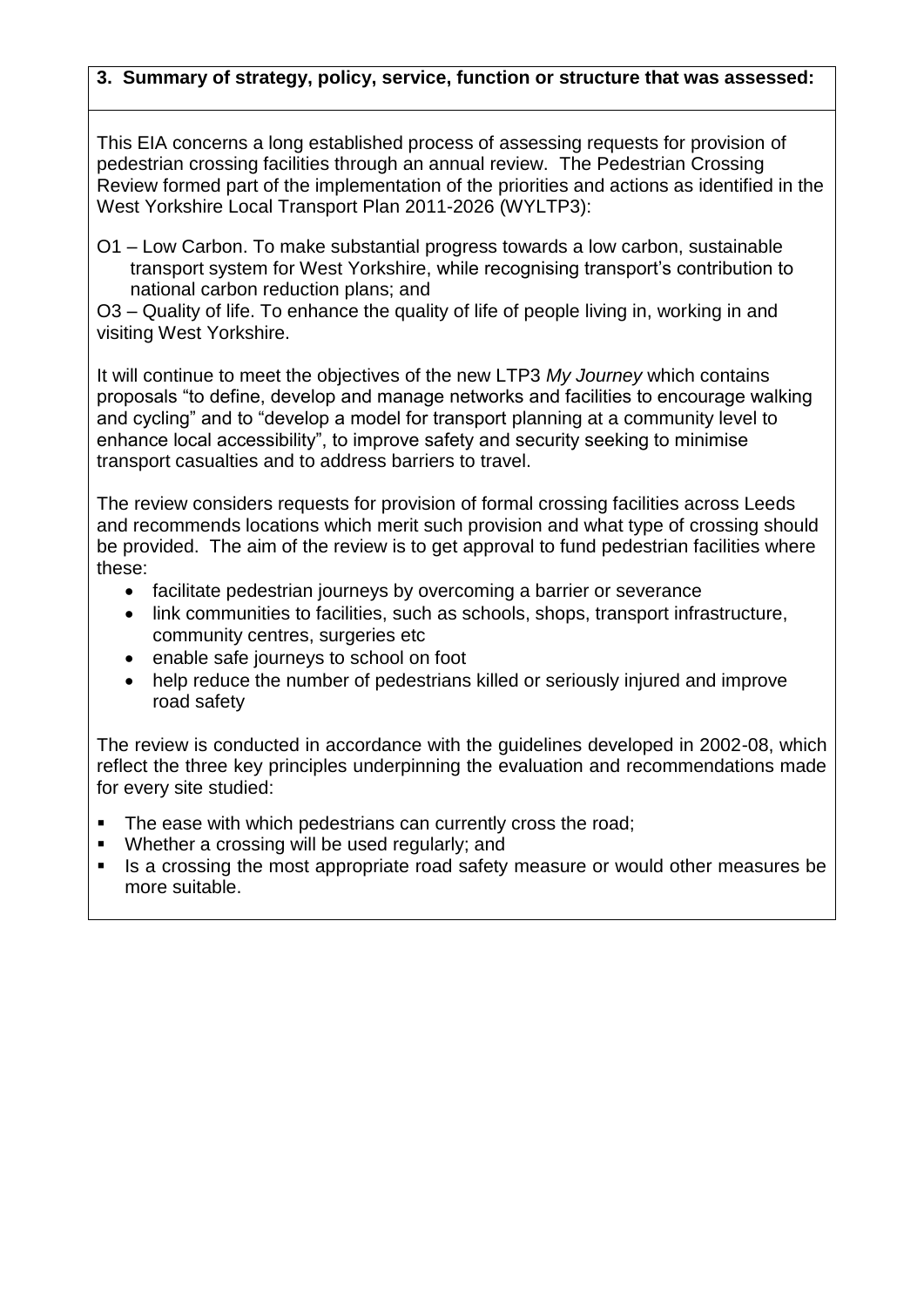**3. Summary of strategy, policy, service, function or structure that was assessed:**

This EIA concerns a long established process of assessing requests for provision of pedestrian crossing facilities through an annual review. The Pedestrian Crossing Review formed part of the implementation of the priorities and actions as identified in the West Yorkshire Local Transport Plan 2011-2026 (WYLTP3):

O1 – Low Carbon. To make substantial progress towards a low carbon, sustainable transport system for West Yorkshire, while recognising transport's contribution to national carbon reduction plans; and

O3 – Quality of life. To enhance the quality of life of people living in, working in and visiting West Yorkshire.

It will continue to meet the objectives of the new LTP3 *My Journey* which contains proposals "to define, develop and manage networks and facilities to encourage walking and cycling" and to "develop a model for transport planning at a community level to enhance local accessibility", to improve safety and security seeking to minimise transport casualties and to address barriers to travel.

The review considers requests for provision of formal crossing facilities across Leeds and recommends locations which merit such provision and what type of crossing should be provided. The aim of the review is to get approval to fund pedestrian facilities where these:

- facilitate pedestrian journeys by overcoming a barrier or severance
- link communities to facilities, such as schools, shops, transport infrastructure, community centres, surgeries etc
- enable safe journeys to school on foot
- help reduce the number of pedestrians killed or seriously injured and improve road safety

The review is conducted in accordance with the guidelines developed in 2002-08, which reflect the three key principles underpinning the evaluation and recommendations made for every site studied:

- The ease with which pedestrians can currently cross the road;
- Whether a crossing will be used regularly; and
- Is a crossing the most appropriate road safety measure or would other measures be more suitable.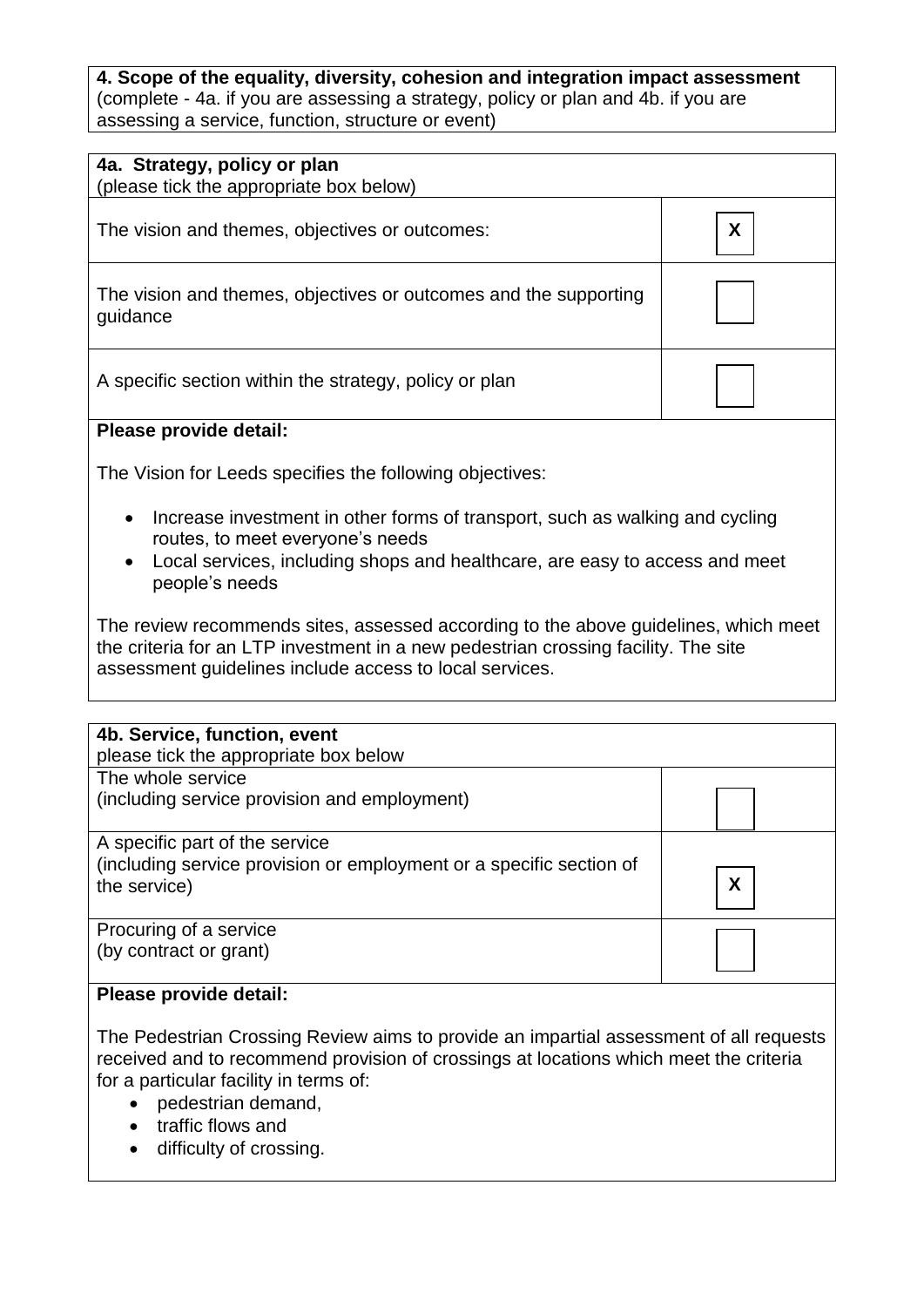**4. Scope of the equality, diversity, cohesion and integration impact assessment** (complete - 4a. if you are assessing a strategy, policy or plan and 4b. if you are assessing a service, function, structure or event)

| **4a. Strategy, policy or plan** (please tick the appropriate box below) | |
|---|---|
| The vision and themes, objectives or outcomes: | X |
| The vision and themes, objectives or outcomes and the supporting guidance | |
| A specific section within the strategy, policy or plan | |

**Please provide detail:**

The Vision for Leeds specifies the following objectives:

- Increase investment in other forms of transport, such as walking and cycling routes, to meet everyone's needs
- Local services, including shops and healthcare, are easy to access and meet people's needs

The review recommends sites, assessed according to the above guidelines, which meet the criteria for an LTP investment in a new pedestrian crossing facility. The site assessment guidelines include access to local services.

| **4b. Service, function, event** please tick the appropriate box below | |
|---|---|
| The whole service (including service provision and employment) | |
| A specific part of the service (including service provision or employment or a specific section of the service) | X |
| Procuring of a service (by contract or grant) | |

**Please provide detail:**

The Pedestrian Crossing Review aims to provide an impartial assessment of all requests received and to recommend provision of crossings at locations which meet the criteria for a particular facility in terms of:

- pedestrian demand,
- traffic flows and
- difficulty of crossing.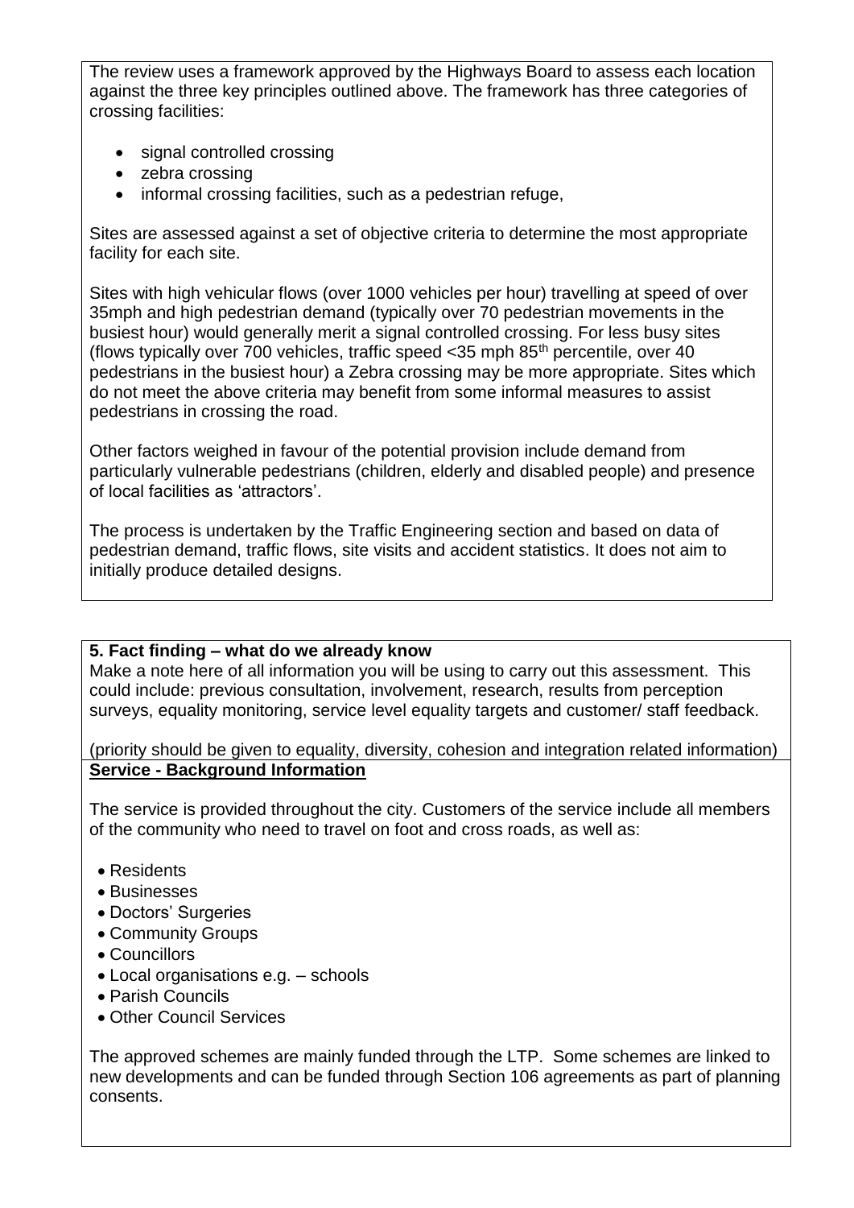The review uses a framework approved by the Highways Board to assess each location against the three key principles outlined above. The framework has three categories of crossing facilities:

- signal controlled crossing
- zebra crossing
- informal crossing facilities, such as a pedestrian refuge,

Sites are assessed against a set of objective criteria to determine the most appropriate facility for each site.

Sites with high vehicular flows (over 1000 vehicles per hour) travelling at speed of over 35mph and high pedestrian demand (typically over 70 pedestrian movements in the busiest hour) would generally merit a signal controlled crossing. For less busy sites (flows typically over 700 vehicles, traffic speed <35 mph 85th percentile, over 40 pedestrians in the busiest hour) a Zebra crossing may be more appropriate. Sites which do not meet the above criteria may benefit from some informal measures to assist pedestrians in crossing the road.

Other factors weighed in favour of the potential provision include demand from particularly vulnerable pedestrians (children, elderly and disabled people) and presence of local facilities as 'attractors'.

The process is undertaken by the Traffic Engineering section and based on data of pedestrian demand, traffic flows, site visits and accident statistics. It does not aim to initially produce detailed designs.

**5. Fact finding – what do we already know**

Make a note here of all information you will be using to carry out this assessment. This could include: previous consultation, involvement, research, results from perception surveys, equality monitoring, service level equality targets and customer/ staff feedback.

(priority should be given to equality, diversity, cohesion and integration related information)

**Service - Background Information**

The service is provided throughout the city. Customers of the service include all members of the community who need to travel on foot and cross roads, as well as:

- Residents
- Businesses
- Doctors' Surgeries
- Community Groups
- Councillors
- Local organisations e.g. – schools
- Parish Councils
- Other Council Services

The approved schemes are mainly funded through the LTP. Some schemes are linked to new developments and can be funded through Section 106 agreements as part of planning consents.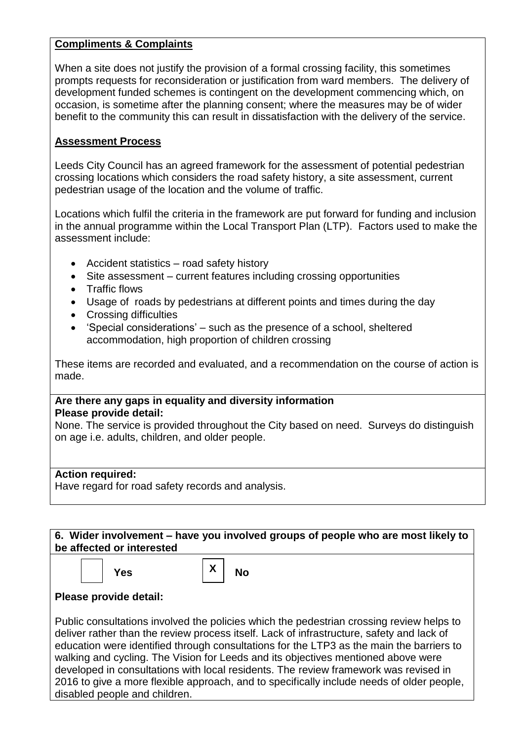**Compliments & Complaints**

When a site does not justify the provision of a formal crossing facility, this sometimes prompts requests for reconsideration or justification from ward members. The delivery of development funded schemes is contingent on the development commencing which, on occasion, is sometime after the planning consent; where the measures may be of wider benefit to the community this can result in dissatisfaction with the delivery of the service.

**Assessment Process**

Leeds City Council has an agreed framework for the assessment of potential pedestrian crossing locations which considers the road safety history, a site assessment, current pedestrian usage of the location and the volume of traffic.

Locations which fulfil the criteria in the framework are put forward for funding and inclusion in the annual programme within the Local Transport Plan (LTP). Factors used to make the assessment include:

- Accident statistics – road safety history
- Site assessment – current features including crossing opportunities
- Traffic flows
- Usage of roads by pedestrians at different points and times during the day
- Crossing difficulties
- 'Special considerations' – such as the presence of a school, sheltered accommodation, high proportion of children crossing

These items are recorded and evaluated, and a recommendation on the course of action is made.

**Are there any gaps in equality and diversity information**
**Please provide detail:**
None. The service is provided throughout the City based on need. Surveys do distinguish on age i.e. adults, children, and older people.

**Action required:**
Have regard for road safety records and analysis.

**6. Wider involvement – have you involved groups of people who are most likely to be affected or interested**

[ ] **Yes** [X] **No**

**Please provide detail:**

Public consultations involved the policies which the pedestrian crossing review helps to deliver rather than the review process itself. Lack of infrastructure, safety and lack of education were identified through consultations for the LTP3 as the main the barriers to walking and cycling. The Vision for Leeds and its objectives mentioned above were developed in consultations with local residents. The review framework was revised in 2016 to give a more flexible approach, and to specifically include needs of older people, disabled people and children.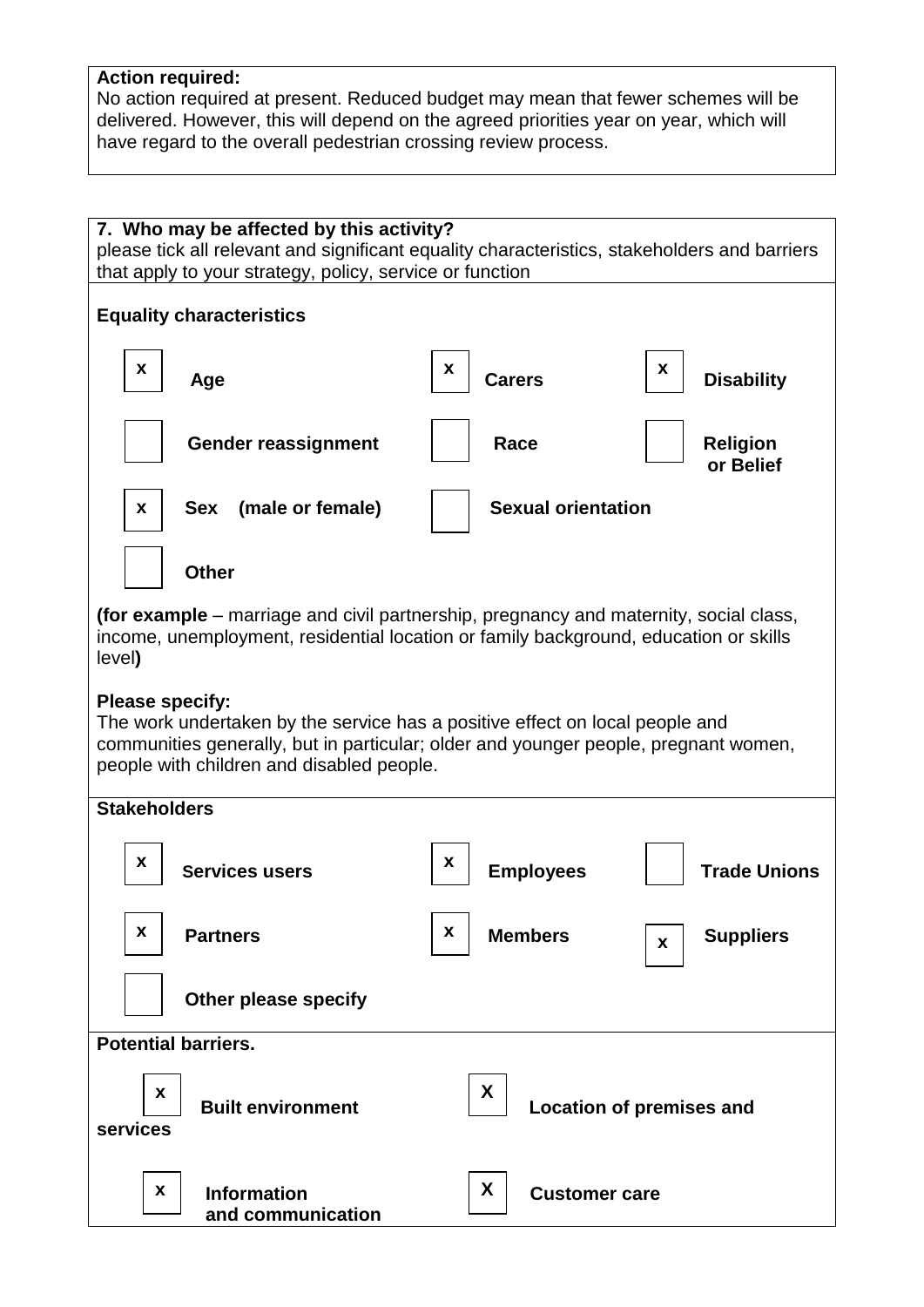**Action required:**
No action required at present. Reduced budget may mean that fewer schemes will be delivered. However, this will depend on the agreed priorities year on year, which will have regard to the overall pedestrian crossing review process.

**7. Who may be affected by this activity?**
please tick all relevant and significant equality characteristics, stakeholders and barriers that apply to your strategy, policy, service or function

**Equality characteristics**

| | | | | | |
|---|---|---|---|---|---|
| x | **Age** | x | **Carers** | x | **Disability** |
| | **Gender reassignment** | | **Race** | | **Religion or Belief** |
| x | **Sex (male or female)** | | **Sexual orientation** | | |
| | **Other** | | | | |

**(for example** – marriage and civil partnership, pregnancy and maternity, social class, income, unemployment, residential location or family background, education or skills level**)**

**Please specify:**
The work undertaken by the service has a positive effect on local people and communities generally, but in particular; older and younger people, pregnant women, people with children and disabled people.

**Stakeholders**

| | | | | | |
|---|---|---|---|---|---|
| x | **Services users** | x | **Employees** | | **Trade Unions** |
| x | **Partners** | x | **Members** | x | **Suppliers** |
| | **Other please specify** | | | | |

**Potential barriers.**

| | | | |
|---|---|---|---|
| x | **Built environment** | X | **Location of premises and services** |
| x | **Information and communication** | X | **Customer care** |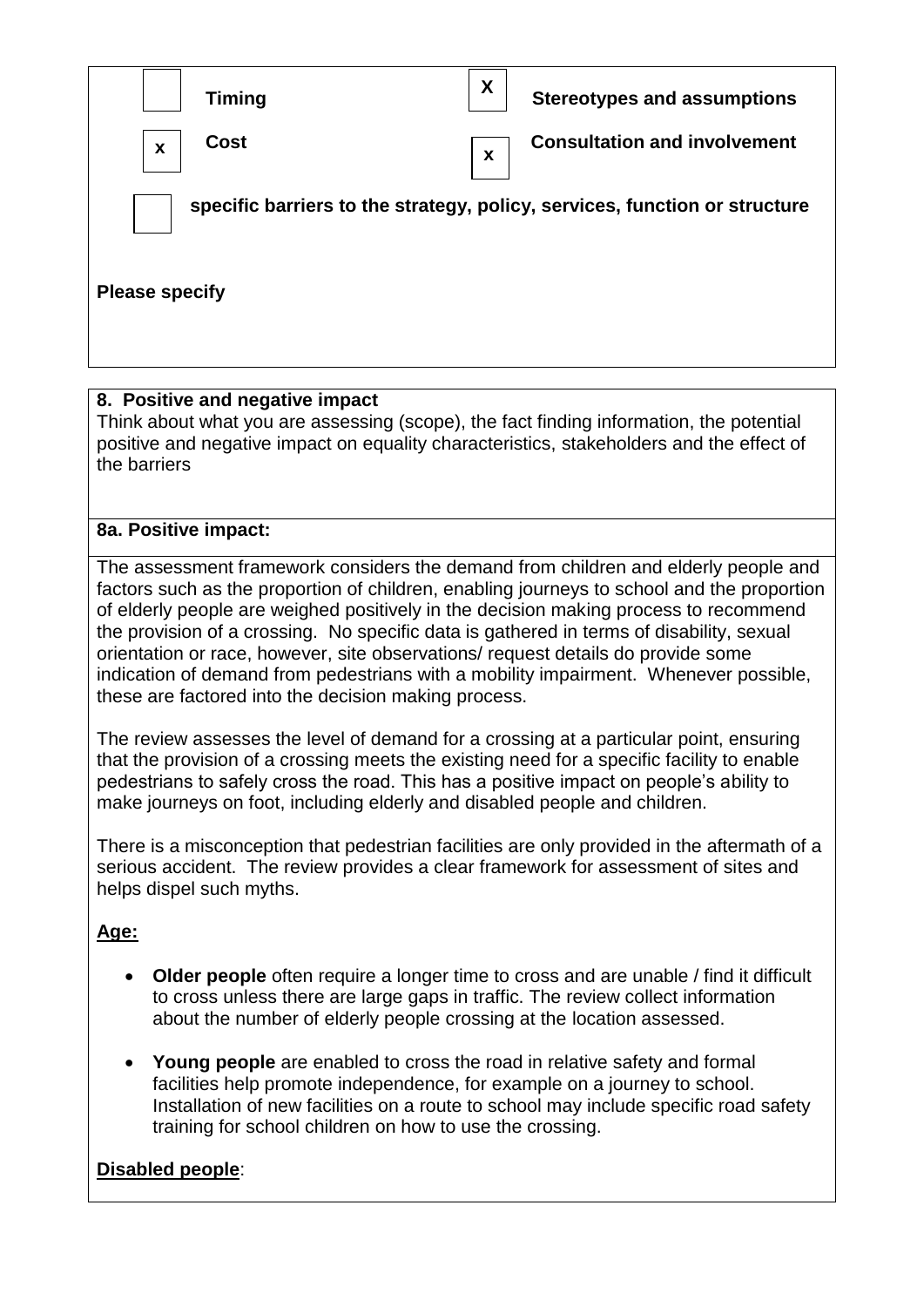| | | | |
|---|---|---|---|
| [ ] | **Timing** | [X] | **Stereotypes and assumptions** |
| [x] | **Cost** | [x] | **Consultation and involvement** |
| [ ] | **specific barriers to the strategy, policy, services, function or structure** | | |

**Please specify**

**8. Positive and negative impact**

Think about what you are assessing (scope), the fact finding information, the potential positive and negative impact on equality characteristics, stakeholders and the effect of the barriers

**8a. Positive impact:**

The assessment framework considers the demand from children and elderly people and factors such as the proportion of children, enabling journeys to school and the proportion of elderly people are weighed positively in the decision making process to recommend the provision of a crossing. No specific data is gathered in terms of disability, sexual orientation or race, however, site observations/ request details do provide some indication of demand from pedestrians with a mobility impairment. Whenever possible, these are factored into the decision making process.

The review assesses the level of demand for a crossing at a particular point, ensuring that the provision of a crossing meets the existing need for a specific facility to enable pedestrians to safely cross the road. This has a positive impact on people's ability to make journeys on foot, including elderly and disabled people and children.

There is a misconception that pedestrian facilities are only provided in the aftermath of a serious accident. The review provides a clear framework for assessment of sites and helps dispel such myths.

**Age:**

- **Older people** often require a longer time to cross and are unable / find it difficult to cross unless there are large gaps in traffic. The review collect information about the number of elderly people crossing at the location assessed.
- **Young people** are enabled to cross the road in relative safety and formal facilities help promote independence, for example on a journey to school. Installation of new facilities on a route to school may include specific road safety training for school children on how to use the crossing.

**Disabled people**: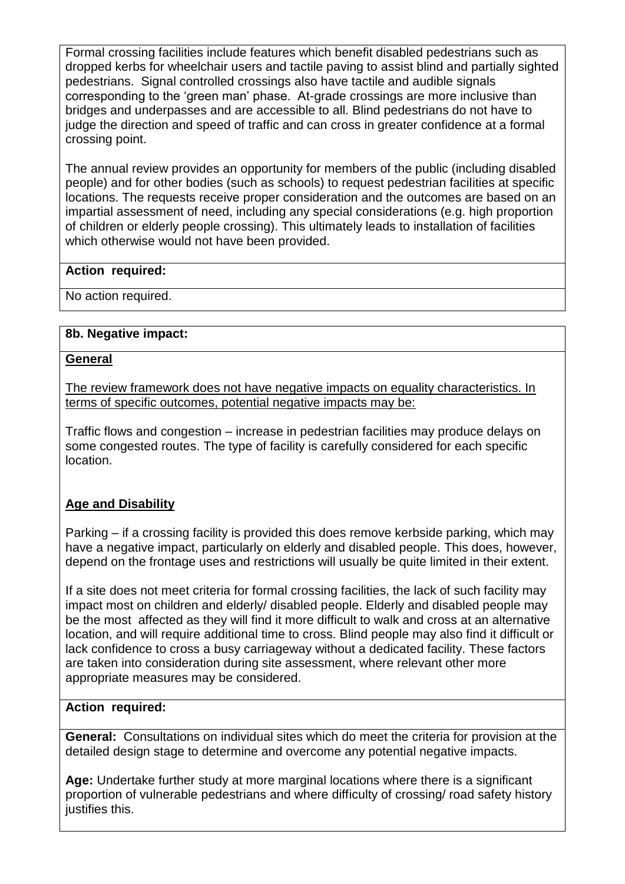Formal crossing facilities include features which benefit disabled pedestrians such as dropped kerbs for wheelchair users and tactile paving to assist blind and partially sighted pedestrians. Signal controlled crossings also have tactile and audible signals corresponding to the 'green man' phase. At-grade crossings are more inclusive than bridges and underpasses and are accessible to all. Blind pedestrians do not have to judge the direction and speed of traffic and can cross in greater confidence at a formal crossing point.

The annual review provides an opportunity for members of the public (including disabled people) and for other bodies (such as schools) to request pedestrian facilities at specific locations. The requests receive proper consideration and the outcomes are based on an impartial assessment of need, including any special considerations (e.g. high proportion of children or elderly people crossing). This ultimately leads to installation of facilities which otherwise would not have been provided.

**Action required:**

No action required.

**8b. Negative impact:**

**General**

The review framework does not have negative impacts on equality characteristics. In terms of specific outcomes, potential negative impacts may be:

Traffic flows and congestion – increase in pedestrian facilities may produce delays on some congested routes. The type of facility is carefully considered for each specific location.

**Age and Disability**

Parking – if a crossing facility is provided this does remove kerbside parking, which may have a negative impact, particularly on elderly and disabled people. This does, however, depend on the frontage uses and restrictions will usually be quite limited in their extent.

If a site does not meet criteria for formal crossing facilities, the lack of such facility may impact most on children and elderly/ disabled people. Elderly and disabled people may be the most affected as they will find it more difficult to walk and cross at an alternative location, and will require additional time to cross. Blind people may also find it difficult or lack confidence to cross a busy carriageway without a dedicated facility. These factors are taken into consideration during site assessment, where relevant other more appropriate measures may be considered.

**Action required:**

**General:** Consultations on individual sites which do meet the criteria for provision at the detailed design stage to determine and overcome any potential negative impacts.

**Age:** Undertake further study at more marginal locations where there is a significant proportion of vulnerable pedestrians and where difficulty of crossing/ road safety history justifies this.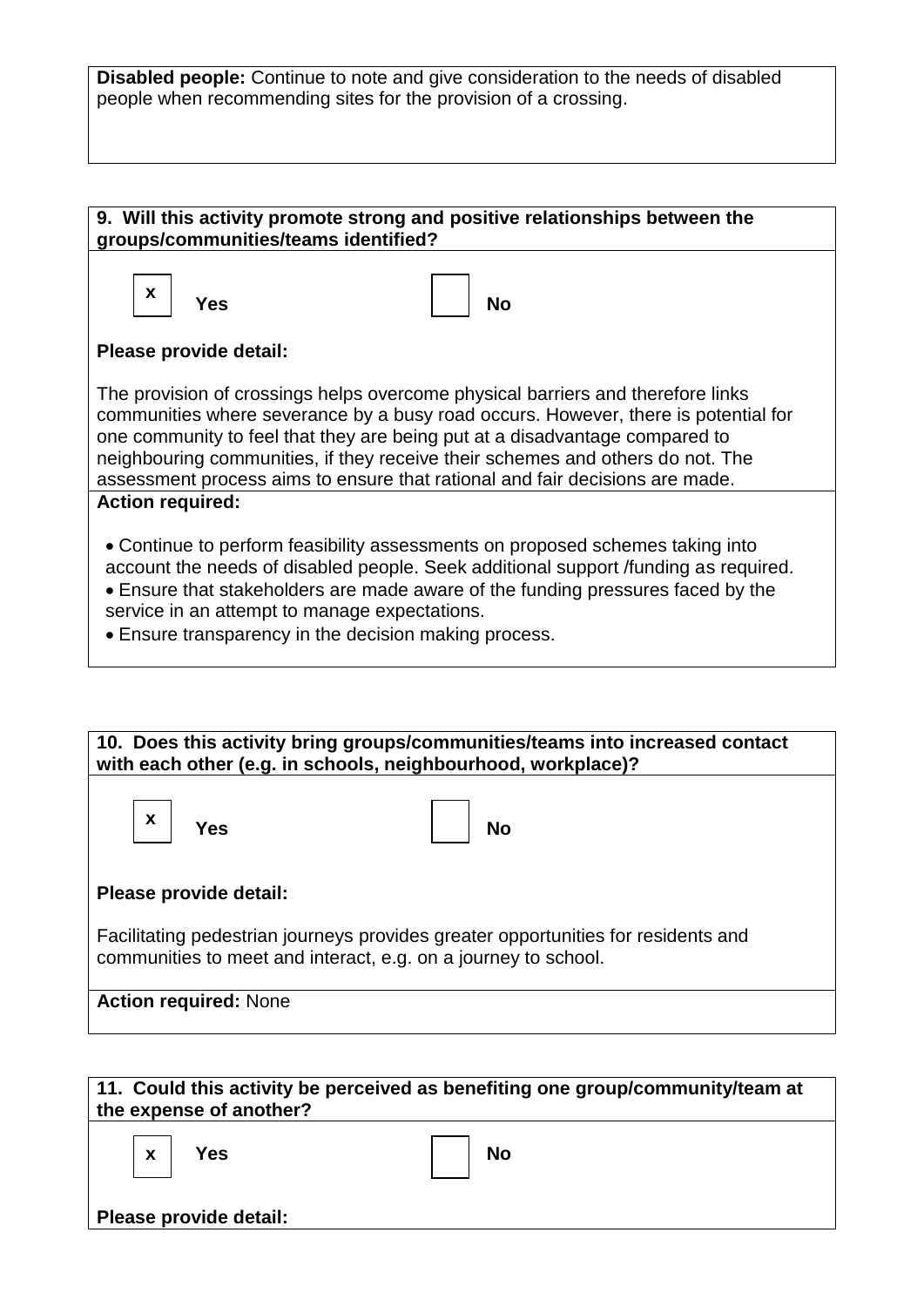**Disabled people:** Continue to note and give consideration to the needs of disabled people when recommending sites for the provision of a crossing.

**9. Will this activity promote strong and positive relationships between the groups/communities/teams identified?**

[x] **Yes** [ ] **No**

**Please provide detail:**

The provision of crossings helps overcome physical barriers and therefore links communities where severance by a busy road occurs. However, there is potential for one community to feel that they are being put at a disadvantage compared to neighbouring communities, if they receive their schemes and others do not. The assessment process aims to ensure that rational and fair decisions are made.

**Action required:**

- Continue to perform feasibility assessments on proposed schemes taking into account the needs of disabled people. Seek additional support /funding as required.
- Ensure that stakeholders are made aware of the funding pressures faced by the service in an attempt to manage expectations.
- Ensure transparency in the decision making process.

**10. Does this activity bring groups/communities/teams into increased contact with each other (e.g. in schools, neighbourhood, workplace)?**

[x] **Yes** [ ] **No**

**Please provide detail:**

Facilitating pedestrian journeys provides greater opportunities for residents and communities to meet and interact, e.g. on a journey to school.

**Action required:** None

**11. Could this activity be perceived as benefiting one group/community/team at the expense of another?**

[x] **Yes** [ ] **No**

**Please provide detail:**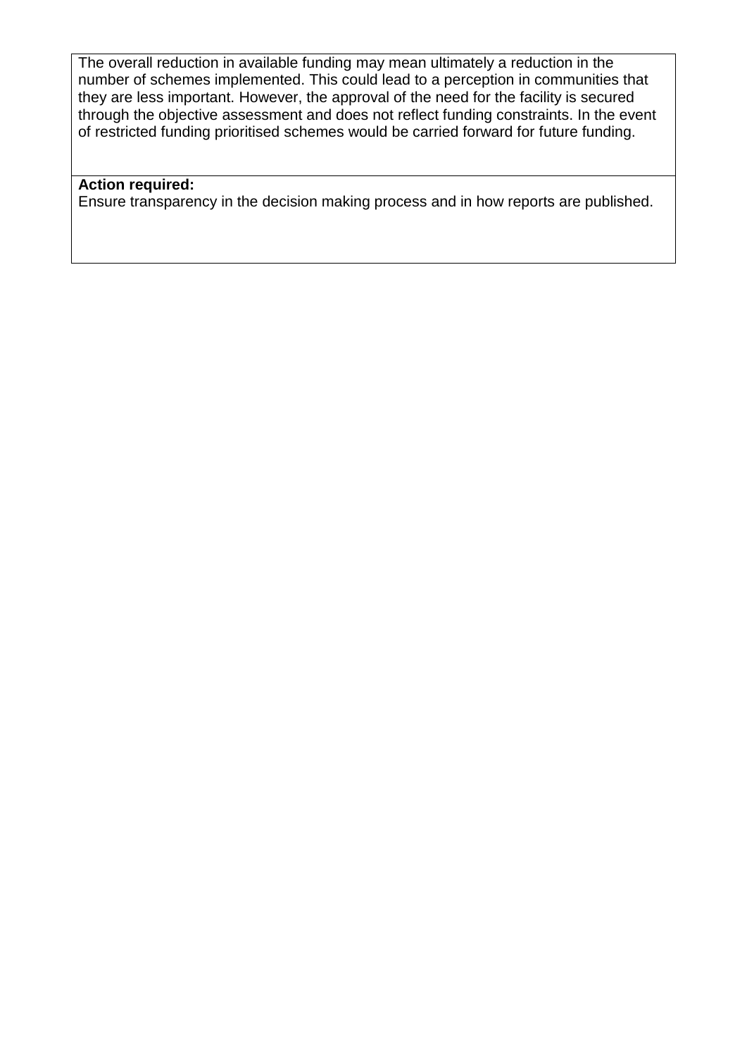The overall reduction in available funding may mean ultimately a reduction in the number of schemes implemented. This could lead to a perception in communities that they are less important. However, the approval of the need for the facility is secured through the objective assessment and does not reflect funding constraints. In the event of restricted funding prioritised schemes would be carried forward for future funding.

**Action required:**
Ensure transparency in the decision making process and in how reports are published.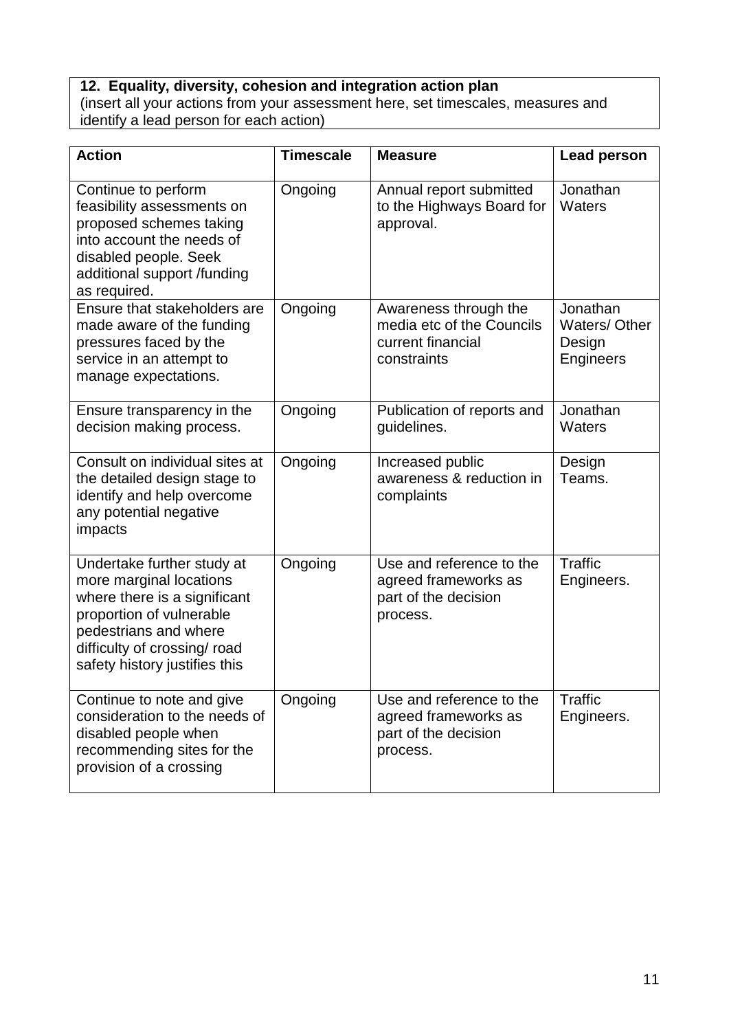**12. Equality, diversity, cohesion and integration action plan**
(insert all your actions from your assessment here, set timescales, measures and identify a lead person for each action)

| Action | Timescale | Measure | Lead person |
|---|---|---|---|
| Continue to perform feasibility assessments on proposed schemes taking into account the needs of disabled people. Seek additional support /funding as required. | Ongoing | Annual report submitted to the Highways Board for approval. | Jonathan Waters |
| Ensure that stakeholders are made aware of the funding pressures faced by the service in an attempt to manage expectations. | Ongoing | Awareness through the media etc of the Councils current financial constraints | Jonathan Waters/ Other Design Engineers |
| Ensure transparency in the decision making process. | Ongoing | Publication of reports and guidelines. | Jonathan Waters |
| Consult on individual sites at the detailed design stage to identify and help overcome any potential negative impacts | Ongoing | Increased public awareness & reduction in complaints | Design Teams. |
| Undertake further study at more marginal locations where there is a significant proportion of vulnerable pedestrians and where difficulty of crossing/ road safety history justifies this | Ongoing | Use and reference to the agreed frameworks as part of the decision process. | Traffic Engineers. |
| Continue to note and give consideration to the needs of disabled people when recommending sites for the provision of a crossing | Ongoing | Use and reference to the agreed frameworks as part of the decision process. | Traffic Engineers. |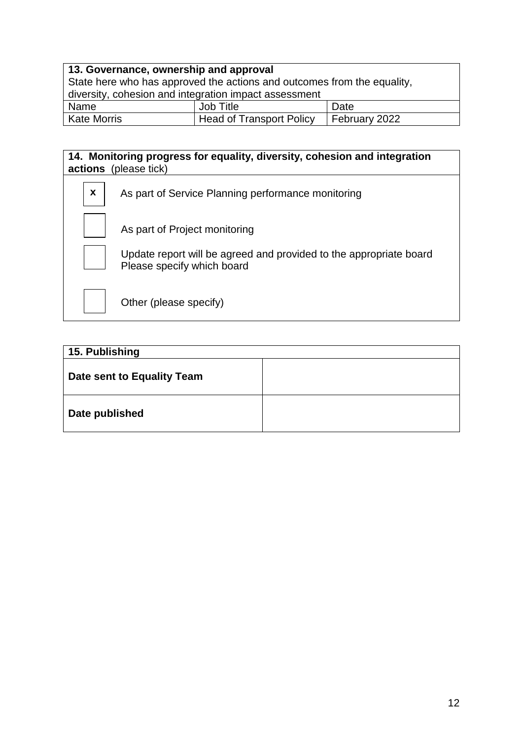| **13. Governance, ownership and approval**<br>State here who has approved the actions and outcomes from the equality, diversity, cohesion and integration impact assessment | | |
|---|---|---|
| Name | Job Title | Date |
| Kate Morris | Head of Transport Policy | February 2022 |

**14. Monitoring progress for equality, diversity, cohesion and integration actions** (please tick)

- [x] As part of Service Planning performance monitoring
- [ ] As part of Project monitoring
- [ ] Update report will be agreed and provided to the appropriate board
  Please specify which board
- [ ] Other (please specify)

| **15. Publishing** | |
|---|---|
| **Date sent to Equality Team** | |
| **Date published** | |